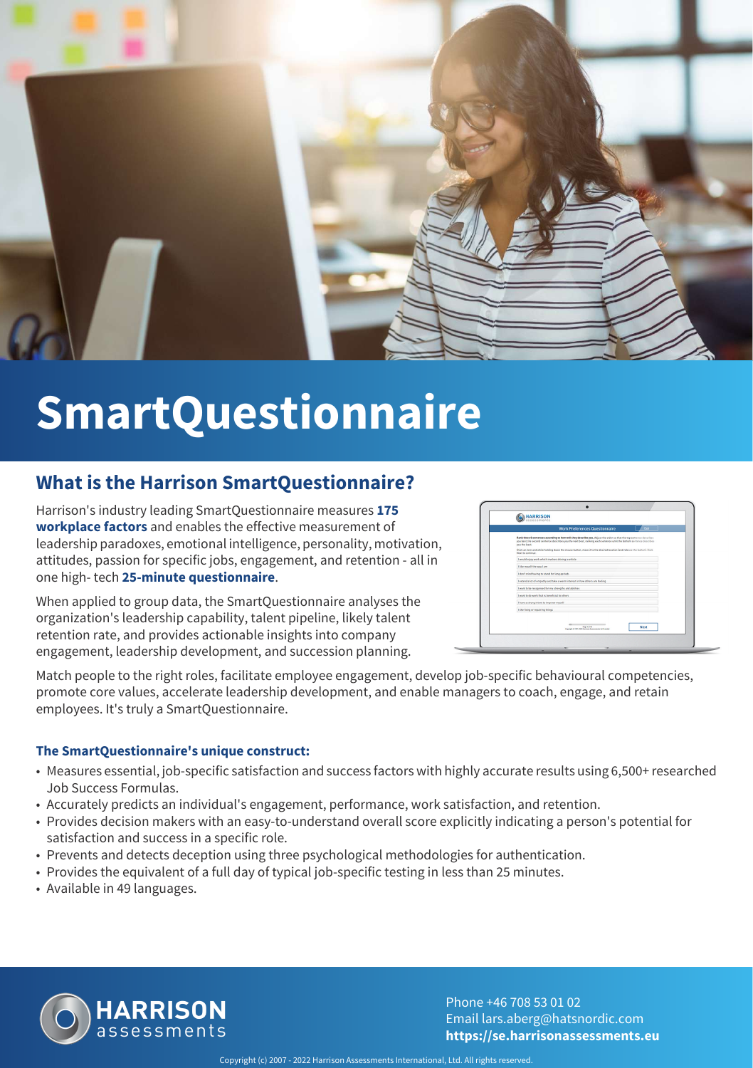# SmartQuestionnaire

## What is the Harrison SmartQuestionnaire?

Harrison's industry leading SmartQuestionnaire measures **175 workplace factors** and enables the effective measurement of leadership paradoxes, emotional intelligence, personality, motivation, attitudes, passion for specific jobs, engagement, and retention - all in one high- tech **25-minute questionnaire**.

When applied to group data, the SmartQuestionnaire analyses the organization's leadership capability, talent pipeline, likely talent retention rate, and provides actionable insights into company engagement, leadership development, and succession planning.

Match people to the right roles, facilitate employee engagement, develop job-specific behavioural competencies, promote core values, accelerate leadership development, and enable managers to coach, engage, and retain employees. It's truly a SmartQuestionnaire.

### The SmartQuestionnaire's unique construct:

- Measures essential, job-specific satisfaction and success factors with highly accurate results using 6,500+ researched Job Success Formulas.
- Accurately predicts an individual's engagement, performance, work satisfaction, and retention.
- Provides decision makers with an easy-to-understand overall score explicitly indicating a person's potential for satisfaction and success in a specific role.
- Prevents and detects deception using three psychological methodologies for authentication.
- Provides the equivalent of a full day of typical job-specific testing in less than 25 minutes.
- Available in 49 languages.

**HARRISON** assessments

Phone +46 708 53 01 02
Email lars.aberg@hatsnordic.com
**https://se.harrisonassessments.eu**

Copyright (c) 2007 - 2022 Harrison Assessments International, Ltd. All rights reserved.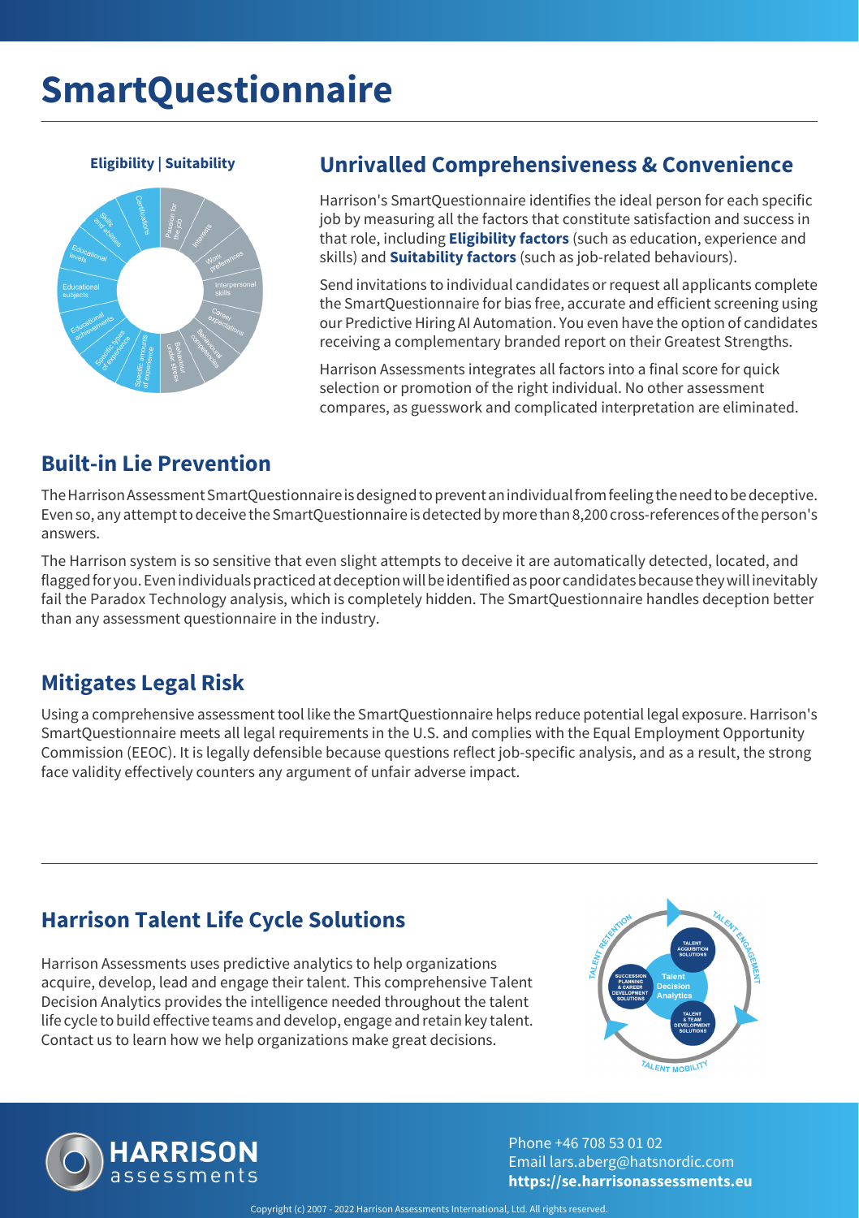# SmartQuestionnaire

**Eligibility | Suitability**

Certifications
Passion for the job
Interests
Work preferences
Interpersonal skills
Career expectations
Behavioral competencies
Behaviour under stress
Specific amounts of experience
Specific types of experience
Educational achievements
Educational subjects
Educational levels
Skills and abilities

## Unrivalled Comprehensiveness & Convenience

Harrison's SmartQuestionnaire identifies the ideal person for each specific job by measuring all the factors that constitute satisfaction and success in that role, including **Eligibility factors** (such as education, experience and skills) and **Suitability factors** (such as job-related behaviours).

Send invitations to individual candidates or request all applicants complete the SmartQuestionnaire for bias free, accurate and efficient screening using our Predictive Hiring AI Automation. You even have the option of candidates receiving a complementary branded report on their Greatest Strengths.

Harrison Assessments integrates all factors into a final score for quick selection or promotion of the right individual. No other assessment compares, as guesswork and complicated interpretation are eliminated.

## Built-in Lie Prevention

The Harrison Assessment SmartQuestionnaire is designed to prevent an individual from feeling the need to be deceptive. Even so, any attempt to deceive the SmartQuestionnaire is detected by more than 8,200 cross-references of the person's answers.

The Harrison system is so sensitive that even slight attempts to deceive it are automatically detected, located, and flagged for you. Even individuals practiced at deception will be identified as poor candidates because they will inevitably fail the Paradox Technology analysis, which is completely hidden. The SmartQuestionnaire handles deception better than any assessment questionnaire in the industry.

## Mitigates Legal Risk

Using a comprehensive assessment tool like the SmartQuestionnaire helps reduce potential legal exposure. Harrison's SmartQuestionnaire meets all legal requirements in the U.S. and complies with the Equal Employment Opportunity Commission (EEOC). It is legally defensible because questions reflect job-specific analysis, and as a result, the strong face validity effectively counters any argument of unfair adverse impact.

## Harrison Talent Life Cycle Solutions

Harrison Assessments uses predictive analytics to help organizations acquire, develop, lead and engage their talent. This comprehensive Talent Decision Analytics provides the intelligence needed throughout the talent life cycle to build effective teams and develop, engage and retain key talent. Contact us to learn how we help organizations make great decisions.

TALENT RETENTION
TALENT ENGAGEMENT
TALENT MOBILITY
TALENT ACQUISITION SOLUTIONS
Talent Decision Analytics
SUCCESSION PLANNING & CAREER DEVELOPMENT SOLUTIONS
TALENT & TEAM DEVELOPMENT SOLUTIONS

HARRISON assessments

Phone +46 708 53 01 02
Email lars.aberg@hatsnordic.com
**https://se.harrisonassessments.eu**

Copyright (c) 2007 - 2022 Harrison Assessments International, Ltd. All rights reserved.